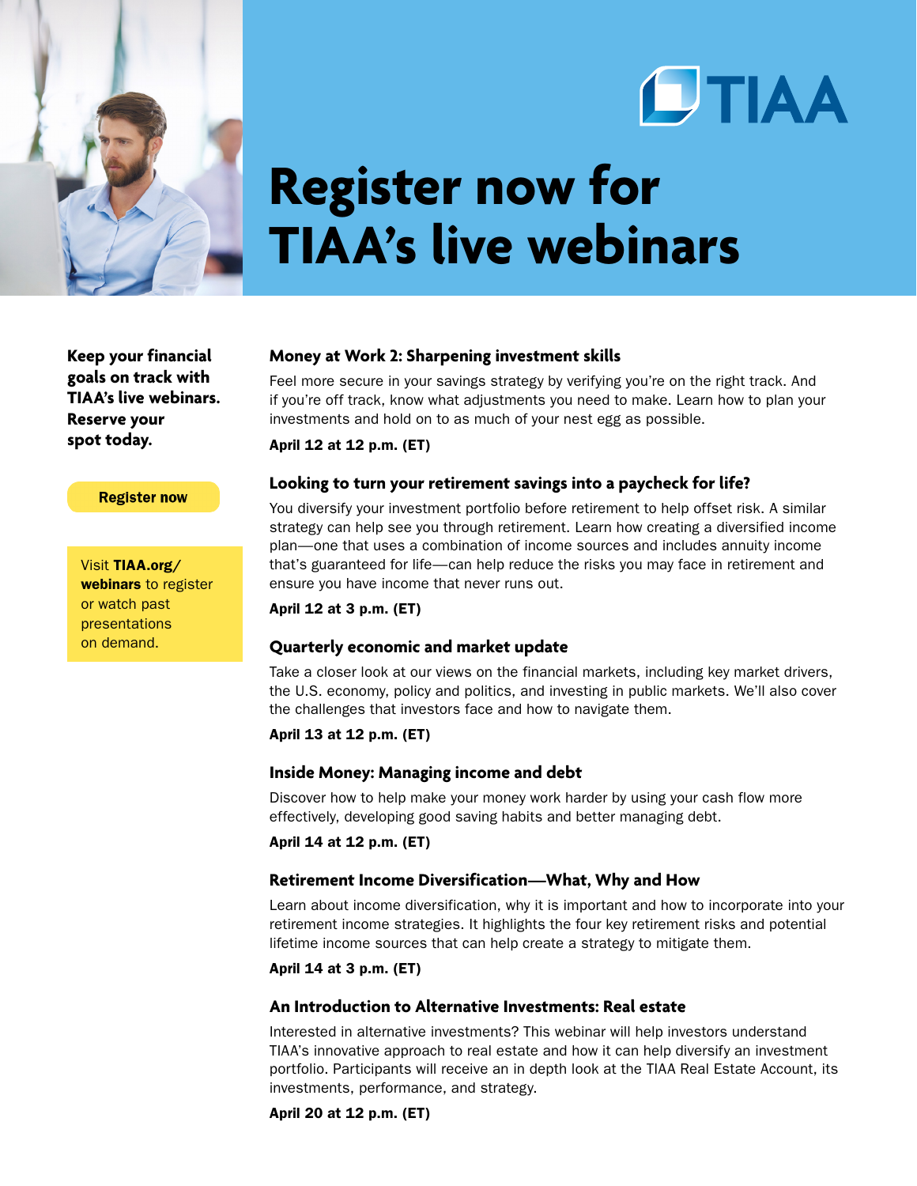TIAA

# Register now for TIAA's live webinars

**Keep your financial goals on track with TIAA's live webinars. Reserve your spot today.**

**Register now**

Visit **TIAA.org/webinars** to register or watch past presentations on demand.

### Money at Work 2: Sharpening investment skills

Feel more secure in your savings strategy by verifying you're on the right track. And if you're off track, know what adjustments you need to make. Learn how to plan your investments and hold on to as much of your nest egg as possible.

**April 12 at 12 p.m. (ET)**

### Looking to turn your retirement savings into a paycheck for life?

You diversify your investment portfolio before retirement to help offset risk. A similar strategy can help see you through retirement. Learn how creating a diversified income plan—one that uses a combination of income sources and includes annuity income that's guaranteed for life—can help reduce the risks you may face in retirement and ensure you have income that never runs out.

**April 12 at 3 p.m. (ET)**

### Quarterly economic and market update

Take a closer look at our views on the financial markets, including key market drivers, the U.S. economy, policy and politics, and investing in public markets. We'll also cover the challenges that investors face and how to navigate them.

**April 13 at 12 p.m. (ET)**

### Inside Money: Managing income and debt

Discover how to help make your money work harder by using your cash flow more effectively, developing good saving habits and better managing debt.

**April 14 at 12 p.m. (ET)**

### Retirement Income Diversification—What, Why and How

Learn about income diversification, why it is important and how to incorporate into your retirement income strategies. It highlights the four key retirement risks and potential lifetime income sources that can help create a strategy to mitigate them.

**April 14 at 3 p.m. (ET)**

### An Introduction to Alternative Investments: Real estate

Interested in alternative investments? This webinar will help investors understand TIAA's innovative approach to real estate and how it can help diversify an investment portfolio. Participants will receive an in depth look at the TIAA Real Estate Account, its investments, performance, and strategy.

**April 20 at 12 p.m. (ET)**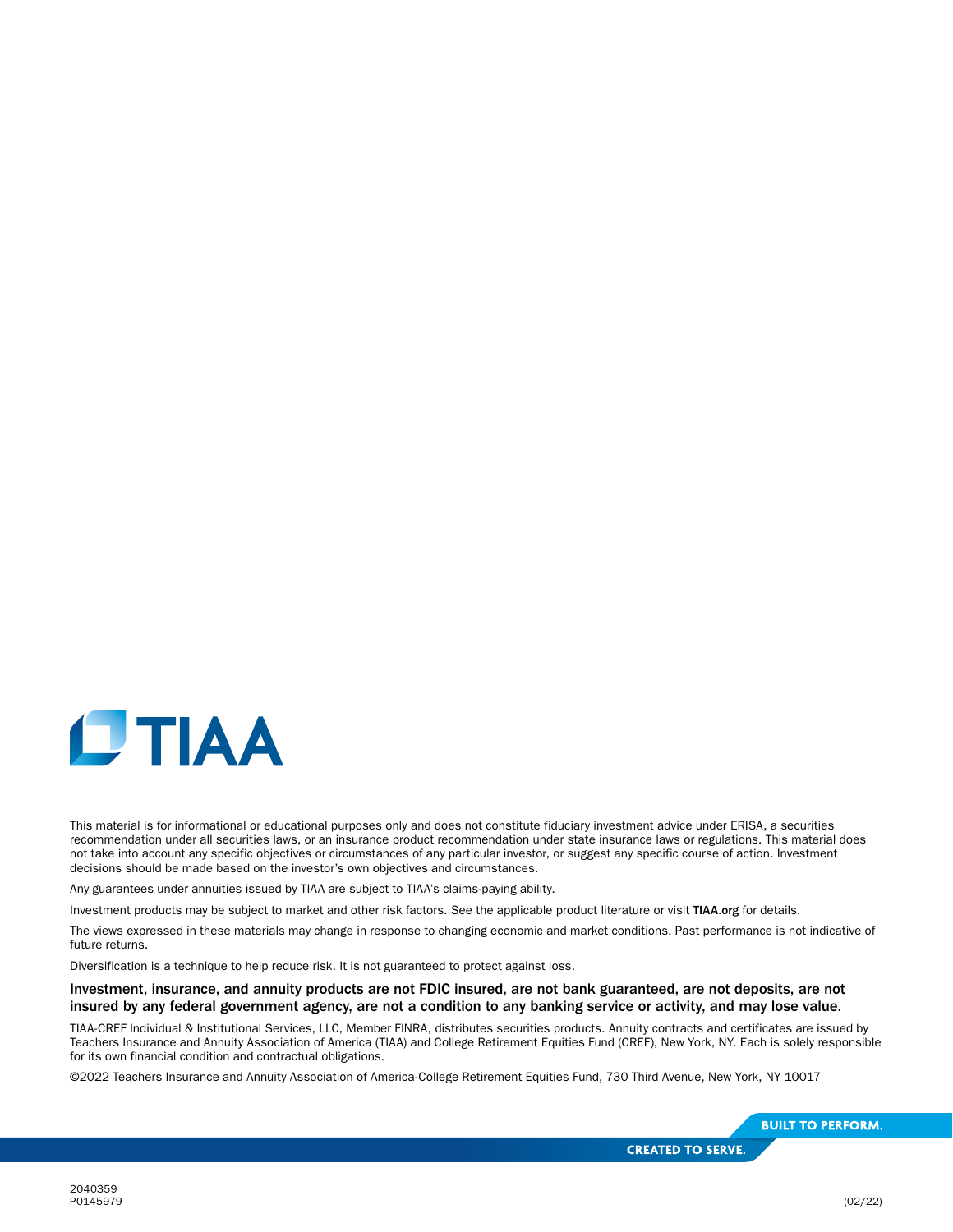TIAA

This material is for informational or educational purposes only and does not constitute fiduciary investment advice under ERISA, a securities recommendation under all securities laws, or an insurance product recommendation under state insurance laws or regulations. This material does not take into account any specific objectives or circumstances of any particular investor, or suggest any specific course of action. Investment decisions should be made based on the investor's own objectives and circumstances.

Any guarantees under annuities issued by TIAA are subject to TIAA's claims-paying ability.

Investment products may be subject to market and other risk factors. See the applicable product literature or visit **TIAA.org** for details.

The views expressed in these materials may change in response to changing economic and market conditions. Past performance is not indicative of future returns.

Diversification is a technique to help reduce risk. It is not guaranteed to protect against loss.

**Investment, insurance, and annuity products are not FDIC insured, are not bank guaranteed, are not deposits, are not insured by any federal government agency, are not a condition to any banking service or activity, and may lose value.**

TIAA-CREF Individual & Institutional Services, LLC, Member FINRA, distributes securities products. Annuity contracts and certificates are issued by Teachers Insurance and Annuity Association of America (TIAA) and College Retirement Equities Fund (CREF), New York, NY. Each is solely responsible for its own financial condition and contractual obligations.

©2022 Teachers Insurance and Annuity Association of America-College Retirement Equities Fund, 730 Third Avenue, New York, NY 10017

**BUILT TO PERFORM.**

**CREATED TO SERVE.**

2040359
P0145979

(02/22)